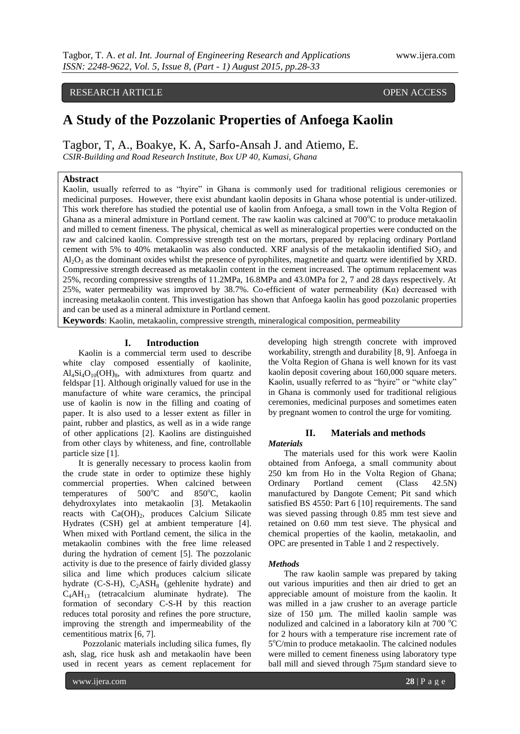RESEARCH ARTICLE OPEN ACCESS

# A Study of the Pozzolanic Properties of Anfoega Kaolin

Tagbor, T, A., Boakye, K. A, Sarfo-Ansah J. and Atiemo, E.

*CSIR-Building and Road Research Institute, Box UP 40, Kumasi, Ghana*

## Abstract

Kaolin, usually referred to as "hyire" in Ghana is commonly used for traditional religious ceremonies or medicinal purposes. However, there exist abundant kaolin deposits in Ghana whose potential is under-utilized. This work therefore has studied the potential use of kaolin from Anfoega, a small town in the Volta Region of Ghana as a mineral admixture in Portland cement. The raw kaolin was calcined at 700°C to produce metakaolin and milled to cement fineness. The physical, chemical as well as mineralogical properties were conducted on the raw and calcined kaolin. Compressive strength test on the mortars, prepared by replacing ordinary Portland cement with 5% to 40% metakaolin was also conducted. XRF analysis of the metakaolin identified $SiO_2$ and $Al_2O_3$ as the dominant oxides whilst the presence of pyrophilites, magnetite and quartz were identified by XRD. Compressive strength decreased as metakaolin content in the cement increased. The optimum replacement was 25%, recording compressive strengths of 11.2MPa, 16.8MPa and 43.0MPa for 2, 7 and 28 days respectively. At 25%, water permeability was improved by 38.7%. Co-efficient of water permeability (Kα) decreased with increasing metakaolin content. This investigation has shown that Anfoega kaolin has good pozzolanic properties and can be used as a mineral admixture in Portland cement.

**Keywords**: Kaolin, metakaolin, compressive strength, mineralogical composition, permeability

## I. Introduction

Kaolin is a commercial term used to describe white clay composed essentially of kaolinite, $Al_4Si_4O_{10}(OH)_8$, with admixtures from quartz and feldspar [1]. Although originally valued for use in the manufacture of white ware ceramics, the principal use of kaolin is now in the filling and coating of paper. It is also used to a lesser extent as filler in paint, rubber and plastics, as well as in a wide range of other applications [2]. Kaolins are distinguished from other clays by whiteness, and fine, controllable particle size [1].

It is generally necessary to process kaolin from the crude state in order to optimize these highly commercial properties. When calcined between temperatures of 500°C and 850°C, kaolin dehydroxylates into metakaolin [3]. Metakaolin reacts with $Ca(OH)_2$, produces Calcium Silicate Hydrates (CSH) gel at ambient temperature [4]. When mixed with Portland cement, the silica in the metakaolin combines with the free lime released during the hydration of cement [5]. The pozzolanic activity is due to the presence of fairly divided glassy silica and lime which produces calcium silicate hydrate (C-S-H), $C_2ASH_8$ (gehlenite hydrate) and $C_4AH_{13}$ (tetracalcium aluminate hydrate). The formation of secondary C-S-H by this reaction reduces total porosity and refines the pore structure, improving the strength and impermeability of the cementitious matrix [6, 7].

Pozzolanic materials including silica fumes, fly ash, slag, rice husk ash and metakaolin have been used in recent years as cement replacement for developing high strength concrete with improved workability, strength and durability [8, 9]. Anfoega in the Volta Region of Ghana is well known for its vast kaolin deposit covering about 160,000 square meters. Kaolin, usually referred to as "hyire" or "white clay" in Ghana is commonly used for traditional religious ceremonies, medicinal purposes and sometimes eaten by pregnant women to control the urge for vomiting.

## II. Materials and methods

### *Materials*

The materials used for this work were Kaolin obtained from Anfoega, a small community about 250 km from Ho in the Volta Region of Ghana; Ordinary Portland cement (Class 42.5N) manufactured by Dangote Cement; Pit sand which satisfied BS 4550: Part 6 [10] requirements. The sand was sieved passing through 0.85 mm test sieve and retained on 0.60 mm test sieve. The physical and chemical properties of the kaolin, metakaolin, and OPC are presented in Table 1 and 2 respectively.

### *Methods*

The raw kaolin sample was prepared by taking out various impurities and then air dried to get an appreciable amount of moisture from the kaolin. It was milled in a jaw crusher to an average particle size of 150 µm. The milled kaolin sample was nodulized and calcined in a laboratory kiln at 700 °C for 2 hours with a temperature rise increment rate of 5°C/min to produce metakaolin. The calcined nodules were milled to cement fineness using laboratory type ball mill and sieved through 75µm standard sieve to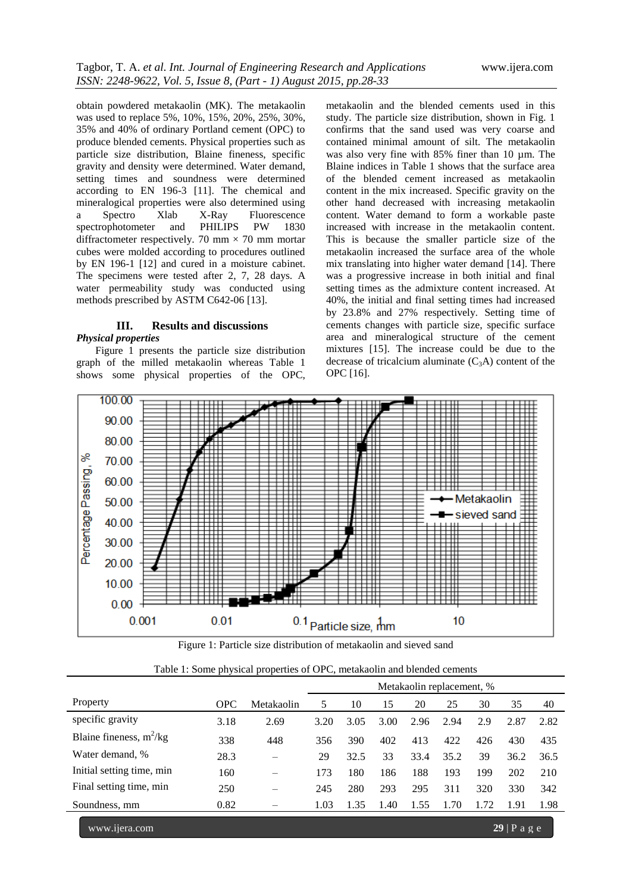obtain powdered metakaolin (MK). The metakaolin was used to replace 5%, 10%, 15%, 20%, 25%, 30%, 35% and 40% of ordinary Portland cement (OPC) to produce blended cements. Physical properties such as particle size distribution, Blaine fineness, specific gravity and density were determined. Water demand, setting times and soundness were determined according to EN 196-3 [11]. The chemical and mineralogical properties were also determined using a Spectro Xlab X-Ray Fluorescence spectrophotometer and PHILIPS PW 1830 diffractometer respectively. 70 mm × 70 mm mortar cubes were molded according to procedures outlined by EN 196-1 [12] and cured in a moisture cabinet. The specimens were tested after 2, 7, 28 days. A water permeability study was conducted using methods prescribed by ASTM C642-06 [13].

## III. Results and discussions

### *Physical properties*

Figure 1 presents the particle size distribution graph of the milled metakaolin whereas Table 1 shows some physical properties of the OPC, metakaolin and the blended cements used in this study. The particle size distribution, shown in Fig. 1 confirms that the sand used was very coarse and contained minimal amount of silt. The metakaolin was also very fine with 85% finer than 10 µm. The Blaine indices in Table 1 shows that the surface area of the blended cement increased as metakaolin content in the mix increased. Specific gravity on the other hand decreased with increasing metakaolin content. Water demand to form a workable paste increased with increase in the metakaolin content. This is because the smaller particle size of the metakaolin increased the surface area of the whole mix translating into higher water demand [14]. There was a progressive increase in both initial and final setting times as the admixture content increased. At 40%, the initial and final setting times had increased by 23.8% and 27% respectively. Setting time of cements changes with particle size, specific surface area and mineralogical structure of the cement mixtures [15]. The increase could be due to the decrease of tricalcium aluminate ($C_3A$) content of the OPC [16].

Figure 1: Particle size distribution of metakaolin and sieved sand

Table 1: Some physical properties of OPC, metakaolin and blended cements

| Property | OPC | Metakaolin | Metakaolin replacement, % | | | | | | | |
|---|---|---|---|---|---|---|---|---|---|---|
| | | | 5 | 10 | 15 | 20 | 25 | 30 | 35 | 40 |
| specific gravity | 3.18 | 2.69 | 3.20 | 3.05 | 3.00 | 2.96 | 2.94 | 2.9 | 2.87 | 2.82 |
| Blaine fineness, $m^2/kg$ | 338 | 448 | 356 | 390 | 402 | 413 | 422 | 426 | 430 | 435 |
| Water demand, % | 28.3 | – | 29 | 32.5 | 33 | 33.4 | 35.2 | 39 | 36.2 | 36.5 |
| Initial setting time, min | 160 | – | 173 | 180 | 186 | 188 | 193 | 199 | 202 | 210 |
| Final setting time, min | 250 | – | 245 | 280 | 293 | 295 | 311 | 320 | 330 | 342 |
| Soundness, mm | 0.82 | – | 1.03 | 1.35 | 1.40 | 1.55 | 1.70 | 1.72 | 1.91 | 1.98 |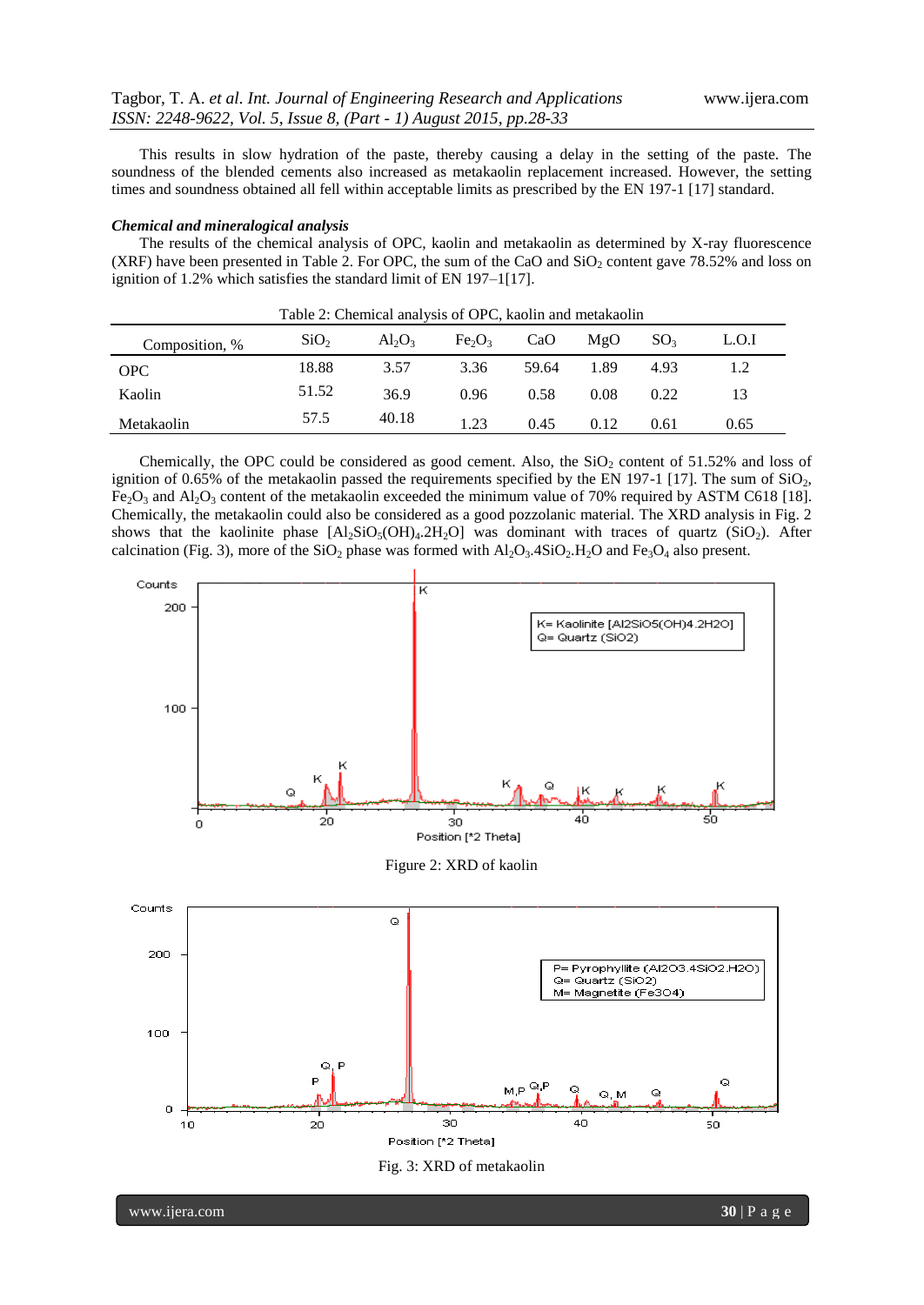This results in slow hydration of the paste, thereby causing a delay in the setting of the paste. The soundness of the blended cements also increased as metakaolin replacement increased. However, the setting times and soundness obtained all fell within acceptable limits as prescribed by the EN 197-1 [17] standard.

***Chemical and mineralogical analysis***

The results of the chemical analysis of OPC, kaolin and metakaolin as determined by X-ray fluorescence (XRF) have been presented in Table 2. For OPC, the sum of the CaO and $SiO_2$ content gave 78.52% and loss on ignition of 1.2% which satisfies the standard limit of EN 197–1[17].

Table 2: Chemical analysis of OPC, kaolin and metakaolin

| Composition, % | $SiO_2$ | $Al_2O_3$ | $Fe_2O_3$ | CaO | MgO | $SO_3$ | L.O.I |
|---|---|---|---|---|---|---|---|
| OPC | 18.88 | 3.57 | 3.36 | 59.64 | 1.89 | 4.93 | 1.2 |
| Kaolin | 51.52 | 36.9 | 0.96 | 0.58 | 0.08 | 0.22 | 13 |
| Metakaolin | 57.5 | 40.18 | 1.23 | 0.45 | 0.12 | 0.61 | 0.65 |

Chemically, the OPC could be considered as good cement. Also, the $SiO_2$ content of 51.52% and loss of ignition of 0.65% of the metakaolin passed the requirements specified by the EN 197-1 [17]. The sum of $SiO_2$, $Fe_2O_3$ and $Al_2O_3$ content of the metakaolin exceeded the minimum value of 70% required by ASTM C618 [18]. Chemically, the metakaolin could also be considered as a good pozzolanic material. The XRD analysis in Fig. 2 shows that the kaolinite phase [$Al_2SiO_5(OH)_4.2H_2O$] was dominant with traces of quartz ($SiO_2$). After calcination (Fig. 3), more of the $SiO_2$ phase was formed with $Al_2O_3.4SiO_2.H_2O$ and $Fe_3O_4$ also present.

Figure 2: XRD of kaolin

Fig. 3: XRD of metakaolin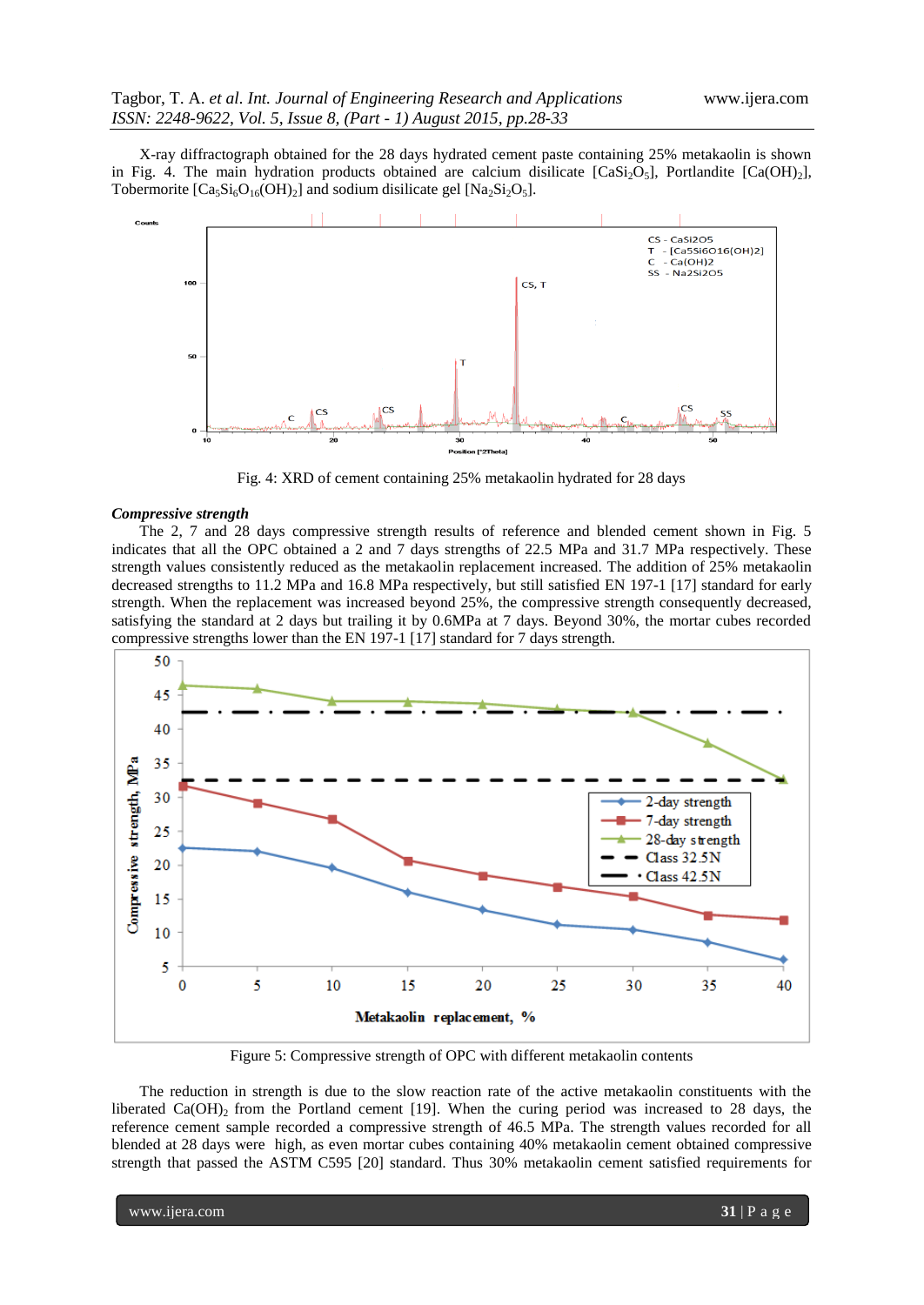X-ray diffractograph obtained for the 28 days hydrated cement paste containing 25% metakaolin is shown in Fig. 4. The main hydration products obtained are calcium disilicate [$CaSi_2O_5$], Portlandite [$Ca(OH)_2$], Tobermorite [$Ca_5Si_6O_{16}(OH)_2$] and sodium disilicate gel [$Na_2Si_2O_5$].

Fig. 4: XRD of cement containing 25% metakaolin hydrated for 28 days

***Compressive strength***

The 2, 7 and 28 days compressive strength results of reference and blended cement shown in Fig. 5 indicates that all the OPC obtained a 2 and 7 days strengths of 22.5 MPa and 31.7 MPa respectively. These strength values consistently reduced as the metakaolin replacement increased. The addition of 25% metakaolin decreased strengths to 11.2 MPa and 16.8 MPa respectively, but still satisfied EN 197-1 [17] standard for early strength. When the replacement was increased beyond 25%, the compressive strength consequently decreased, satisfying the standard at 2 days but trailing it by 0.6MPa at 7 days. Beyond 30%, the mortar cubes recorded compressive strengths lower than the EN 197-1 [17] standard for 7 days strength.

Figure 5: Compressive strength of OPC with different metakaolin contents

The reduction in strength is due to the slow reaction rate of the active metakaolin constituents with the liberated $Ca(OH)_2$ from the Portland cement [19]. When the curing period was increased to 28 days, the reference cement sample recorded a compressive strength of 46.5 MPa. The strength values recorded for all blended at 28 days were high, as even mortar cubes containing 40% metakaolin cement obtained compressive strength that passed the ASTM C595 [20] standard. Thus 30% metakaolin cement satisfied requirements for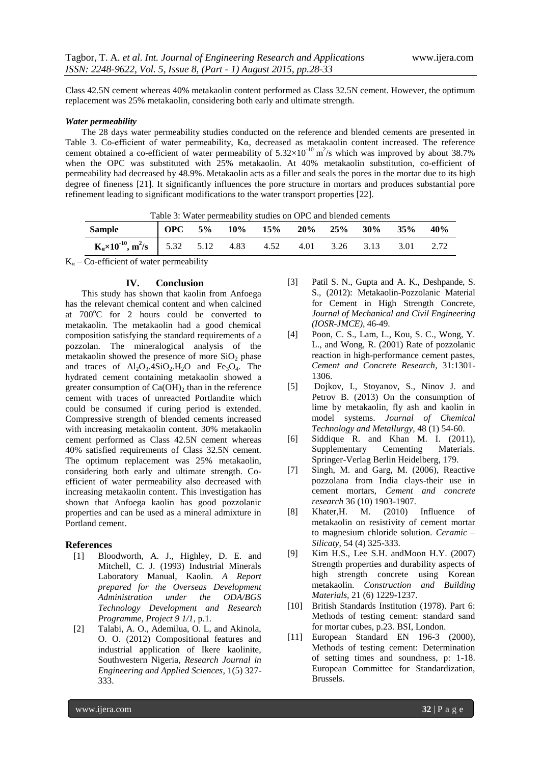Class 42.5N cement whereas 40% metakaolin content performed as Class 32.5N cement. However, the optimum replacement was 25% metakaolin, considering both early and ultimate strength.

#### *Water permeability*

The 28 days water permeability studies conducted on the reference and blended cements are presented in Table 3. Co-efficient of water permeability, Kα, decreased as metakaolin content increased. The reference cement obtained a co-efficient of water permeability of $5.32\times10^{-10}$ m$^2$/s which was improved by about 38.7% when the OPC was substituted with 25% metakaolin. At 40% metakaolin substitution, co-efficient of permeability had decreased by 48.9%. Metakaolin acts as a filler and seals the pores in the mortar due to its high degree of fineness [21]. It significantly influences the pore structure in mortars and produces substantial pore refinement leading to significant modifications to the water transport properties [22].

Table 3: Water permeability studies on OPC and blended cements

| Sample | OPC | 5% | 10% | 15% | 20% | 25% | 30% | 35% | 40% |
|---|---|---|---|---|---|---|---|---|---|
| $K_\alpha\times10^{-10}$, m$^2$/s | 5.32 | 5.12 | 4.83 | 4.52 | 4.01 | 3.26 | 3.13 | 3.01 | 2.72 |

$K_\alpha$ – Co-efficient of water permeability

## IV. Conclusion

This study has shown that kaolin from Anfoega has the relevant chemical content and when calcined at 700°C for 2 hours could be converted to metakaolin. The metakaolin had a good chemical composition satisfying the standard requirements of a pozzolan. The mineralogical analysis of the metakaolin showed the presence of more $SiO_2$ phase and traces of $Al_2O_3.4SiO_2.H_2O$ and $Fe_3O_4$. The hydrated cement containing metakaolin showed a greater consumption of $Ca(OH)_2$ than in the reference cement with traces of unreacted Portlandite which could be consumed if curing period is extended. Compressive strength of blended cements increased with increasing metakaolin content. 30% metakaolin cement performed as Class 42.5N cement whereas 40% satisfied requirements of Class 32.5N cement. The optimum replacement was 25% metakaolin, considering both early and ultimate strength. Co-efficient of water permeability also decreased with increasing metakaolin content. This investigation has shown that Anfoega kaolin has good pozzolanic properties and can be used as a mineral admixture in Portland cement.

## References

[1] Bloodworth, A. J., Highley, D. E. and Mitchell, C. J. (1993) Industrial Minerals Laboratory Manual, Kaolin. *A Report prepared for the Overseas Development Administration under the ODA/BGS Technology Development and Research Programme, Project 9 1/1*, p.1.

[2] Talabi, A. O., Ademilua, O. L, and Akinola, O. O. (2012) Compositional features and industrial application of Ikere kaolinite, Southwestern Nigeria, *Research Journal in Engineering and Applied Sciences,* 1(5) 327-333.

[3] Patil S. N., Gupta and A. K., Deshpande, S. S., (2012): Metakaolin-Pozzolanic Material for Cement in High Strength Concrete, *Journal of Mechanical and Civil Engineering (IOSR-JMCE)*, 46-49.

[4] Poon, C. S., Lam, L., Kou, S. C., Wong, Y. L., and Wong, R. (2001) Rate of pozzolanic reaction in high-performance cement pastes, *Cement and Concrete Research*, 31:1301-1306.

[5] Dojkov, I., Stoyanov, S., Ninov J. and Petrov B. (2013) On the consumption of lime by metakaolin, fly ash and kaolin in model systems. *Journal of Chemical Technology and Metallurgy,* 48 (1) 54-60.

[6] Siddique R. and Khan M. I. (2011), Supplementary Cementing Materials. Springer-Verlag Berlin Heidelberg, 179.

[7] Singh, M. and Garg, M. (2006), Reactive pozzolana from India clays-their use in cement mortars, *Cement and concrete research* 36 (10) 1903-1907.

[8] Khater,H. M. (2010) Influence of metakaolin on resistivity of cement mortar to magnesium chloride solution. *Ceramic – Silicaty,* 54 (4) 325-333.

[9] Kim H.S., Lee S.H. andMoon H.Y. (2007) Strength properties and durability aspects of high strength concrete using Korean metakaolin. *Construction and Building Materials*, 21 (6) 1229-1237.

[10] British Standards Institution (1978). Part 6: Methods of testing cement: standard sand for mortar cubes, p.23. BSI, London.

[11] European Standard EN 196-3 (2000), Methods of testing cement: Determination of setting times and soundness, p: 1-18. European Committee for Standardization, Brussels.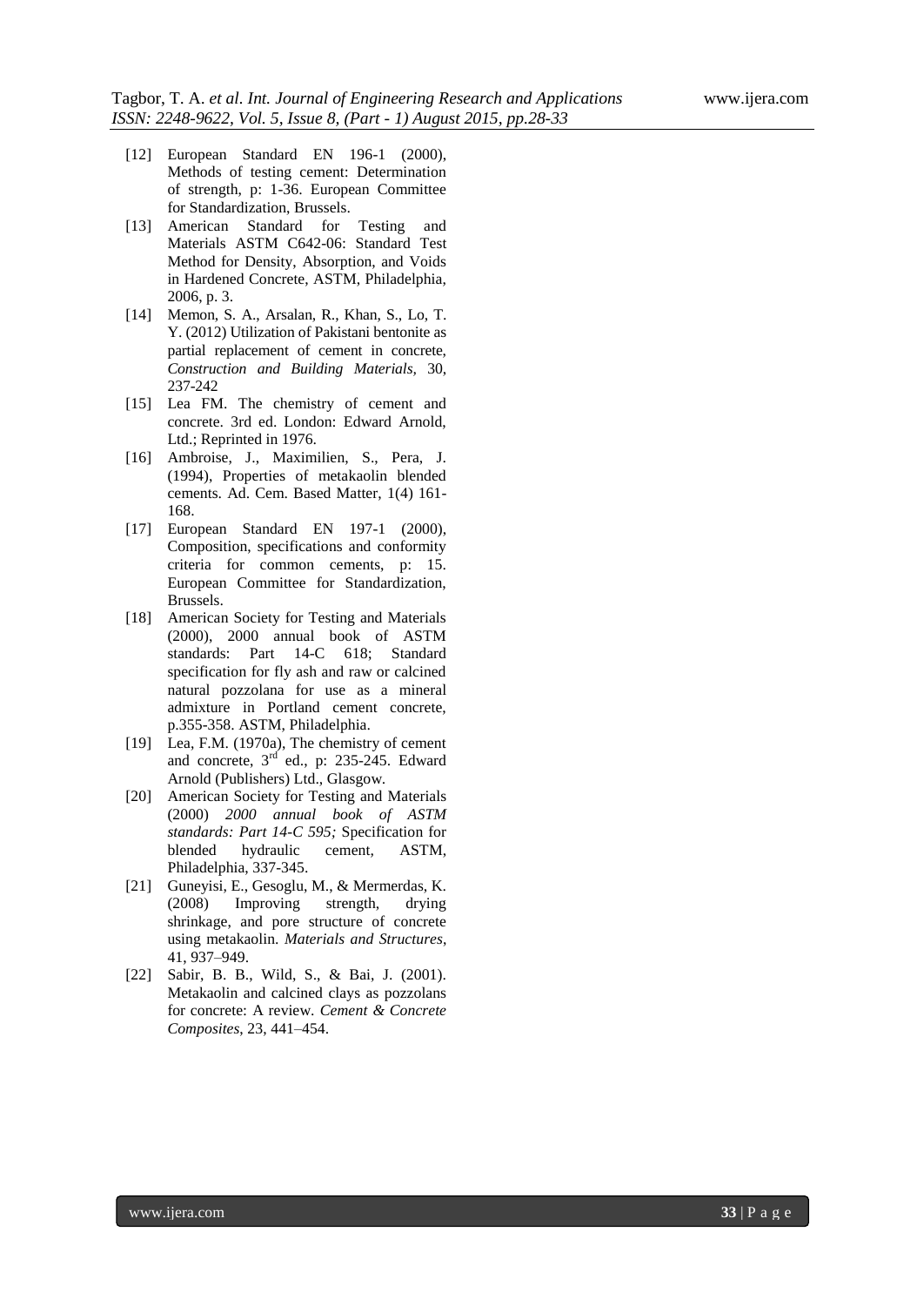[12] European Standard EN 196-1 (2000), Methods of testing cement: Determination of strength, p: 1-36. European Committee for Standardization, Brussels.

[13] American Standard for Testing and Materials ASTM C642-06: Standard Test Method for Density, Absorption, and Voids in Hardened Concrete, ASTM, Philadelphia, 2006, p. 3.

[14] Memon, S. A., Arsalan, R., Khan, S., Lo, T. Y. (2012) Utilization of Pakistani bentonite as partial replacement of cement in concrete, *Construction and Building Materials*, 30, 237-242

[15] Lea FM. The chemistry of cement and concrete. 3rd ed. London: Edward Arnold, Ltd.; Reprinted in 1976.

[16] Ambroise, J., Maximilien, S., Pera, J. (1994), Properties of metakaolin blended cements. Ad. Cem. Based Matter, 1(4) 161-168.

[17] European Standard EN 197-1 (2000), Composition, specifications and conformity criteria for common cements, p: 15. European Committee for Standardization, Brussels.

[18] American Society for Testing and Materials (2000), 2000 annual book of ASTM standards: Part 14-C 618; Standard specification for fly ash and raw or calcined natural pozzolana for use as a mineral admixture in Portland cement concrete, p.355-358. ASTM, Philadelphia.

[19] Lea, F.M. (1970a), The chemistry of cement and concrete, 3rd ed., p: 235-245. Edward Arnold (Publishers) Ltd., Glasgow.

[20] American Society for Testing and Materials (2000) *2000 annual book of ASTM standards: Part 14-C 595;* Specification for blended hydraulic cement, ASTM, Philadelphia, 337-345.

[21] Guneyisi, E., Gesoglu, M., & Mermerdas, K. (2008) Improving strength, drying shrinkage, and pore structure of concrete using metakaolin. *Materials and Structures*, 41, 937–949.

[22] Sabir, B. B., Wild, S., & Bai, J. (2001). Metakaolin and calcined clays as pozzolans for concrete: A review. *Cement & Concrete Composites*, 23, 441–454.